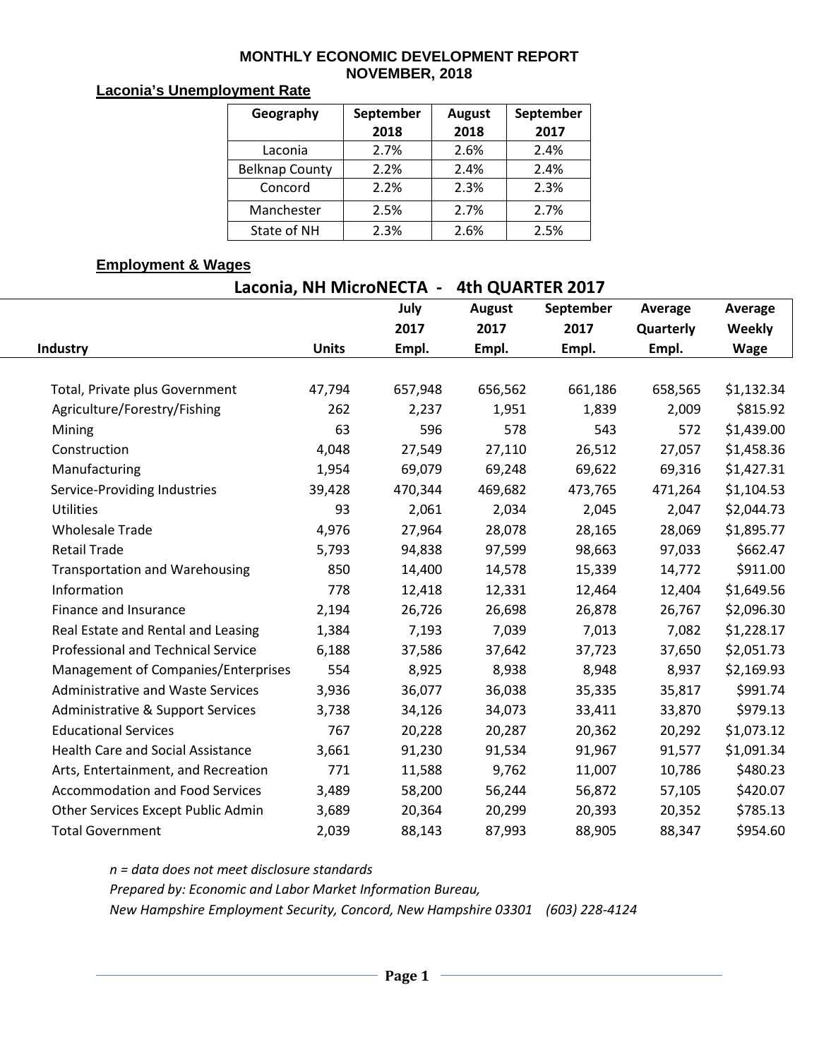# MONTHLY ECONOMIC DEVELOPMENT REPORT
## NOVEMBER, 2018

### Laconia's Unemployment Rate

| Geography | September 2018 | August 2018 | September 2017 |
|---|---|---|---|
| Laconia | 2.7% | 2.6% | 2.4% |
| Belknap County | 2.2% | 2.4% | 2.4% |
| Concord | 2.2% | 2.3% | 2.3% |
| Manchester | 2.5% | 2.7% | 2.7% |
| State of NH | 2.3% | 2.6% | 2.5% |

### Employment & Wages

**Laconia, NH MicroNECTA - 4th QUARTER 2017**

| Industry | Units | July 2017 Empl. | August 2017 Empl. | September 2017 Empl. | Average Quarterly Empl. | Average Weekly Wage |
|---|---|---|---|---|---|---|
| Total, Private plus Government | 47,794 | 657,948 | 656,562 | 661,186 | 658,565 | $1,132.34 |
| Agriculture/Forestry/Fishing | 262 | 2,237 | 1,951 | 1,839 | 2,009 | $815.92 |
| Mining | 63 | 596 | 578 | 543 | 572 | $1,439.00 |
| Construction | 4,048 | 27,549 | 27,110 | 26,512 | 27,057 | $1,458.36 |
| Manufacturing | 1,954 | 69,079 | 69,248 | 69,622 | 69,316 | $1,427.31 |
| Service-Providing Industries | 39,428 | 470,344 | 469,682 | 473,765 | 471,264 | $1,104.53 |
| Utilities | 93 | 2,061 | 2,034 | 2,045 | 2,047 | $2,044.73 |
| Wholesale Trade | 4,976 | 27,964 | 28,078 | 28,165 | 28,069 | $1,895.77 |
| Retail Trade | 5,793 | 94,838 | 97,599 | 98,663 | 97,033 | $662.47 |
| Transportation and Warehousing | 850 | 14,400 | 14,578 | 15,339 | 14,772 | $911.00 |
| Information | 778 | 12,418 | 12,331 | 12,464 | 12,404 | $1,649.56 |
| Finance and Insurance | 2,194 | 26,726 | 26,698 | 26,878 | 26,767 | $2,096.30 |
| Real Estate and Rental and Leasing | 1,384 | 7,193 | 7,039 | 7,013 | 7,082 | $1,228.17 |
| Professional and Technical Service | 6,188 | 37,586 | 37,642 | 37,723 | 37,650 | $2,051.73 |
| Management of Companies/Enterprises | 554 | 8,925 | 8,938 | 8,948 | 8,937 | $2,169.93 |
| Administrative and Waste Services | 3,936 | 36,077 | 36,038 | 35,335 | 35,817 | $991.74 |
| Administrative & Support Services | 3,738 | 34,126 | 34,073 | 33,411 | 33,870 | $979.13 |
| Educational Services | 767 | 20,228 | 20,287 | 20,362 | 20,292 | $1,073.12 |
| Health Care and Social Assistance | 3,661 | 91,230 | 91,534 | 91,967 | 91,577 | $1,091.34 |
| Arts, Entertainment, and Recreation | 771 | 11,588 | 9,762 | 11,007 | 10,786 | $480.23 |
| Accommodation and Food Services | 3,489 | 58,200 | 56,244 | 56,872 | 57,105 | $420.07 |
| Other Services Except Public Admin | 3,689 | 20,364 | 20,299 | 20,393 | 20,352 | $785.13 |
| Total Government | 2,039 | 88,143 | 87,993 | 88,905 | 88,347 | $954.60 |

*n = data does not meet disclosure standards*

*Prepared by: Economic and Labor Market Information Bureau,*

*New Hampshire Employment Security, Concord, New Hampshire 03301 (603) 228-4124*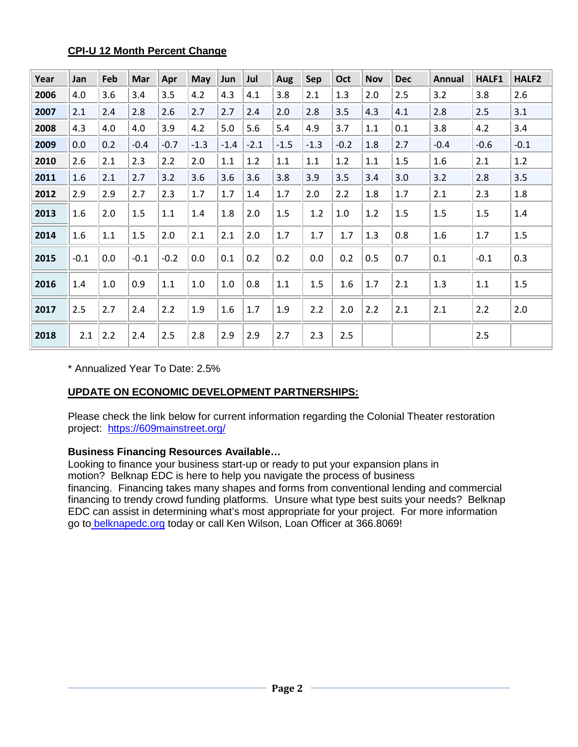**CPI-U 12 Month Percent Change**

| Year | Jan | Feb | Mar | Apr | May | Jun | Jul | Aug | Sep | Oct | Nov | Dec | Annual | HALF1 | HALF2 |
|---|---|---|---|---|---|---|---|---|---|---|---|---|---|---|---|
| **2006** | 4.0 | 3.6 | 3.4 | 3.5 | 4.2 | 4.3 | 4.1 | 3.8 | 2.1 | 1.3 | 2.0 | 2.5 | 3.2 | 3.8 | 2.6 |
| **2007** | 2.1 | 2.4 | 2.8 | 2.6 | 2.7 | 2.7 | 2.4 | 2.0 | 2.8 | 3.5 | 4.3 | 4.1 | 2.8 | 2.5 | 3.1 |
| **2008** | 4.3 | 4.0 | 4.0 | 3.9 | 4.2 | 5.0 | 5.6 | 5.4 | 4.9 | 3.7 | 1.1 | 0.1 | 3.8 | 4.2 | 3.4 |
| **2009** | 0.0 | 0.2 | -0.4 | -0.7 | -1.3 | -1.4 | -2.1 | -1.5 | -1.3 | -0.2 | 1.8 | 2.7 | -0.4 | -0.6 | -0.1 |
| **2010** | 2.6 | 2.1 | 2.3 | 2.2 | 2.0 | 1.1 | 1.2 | 1.1 | 1.1 | 1.2 | 1.1 | 1.5 | 1.6 | 2.1 | 1.2 |
| **2011** | 1.6 | 2.1 | 2.7 | 3.2 | 3.6 | 3.6 | 3.6 | 3.8 | 3.9 | 3.5 | 3.4 | 3.0 | 3.2 | 2.8 | 3.5 |
| **2012** | 2.9 | 2.9 | 2.7 | 2.3 | 1.7 | 1.7 | 1.4 | 1.7 | 2.0 | 2.2 | 1.8 | 1.7 | 2.1 | 2.3 | 1.8 |
| **2013** | 1.6 | 2.0 | 1.5 | 1.1 | 1.4 | 1.8 | 2.0 | 1.5 | 1.2 | 1.0 | 1.2 | 1.5 | 1.5 | 1.5 | 1.4 |
| **2014** | 1.6 | 1.1 | 1.5 | 2.0 | 2.1 | 2.1 | 2.0 | 1.7 | 1.7 | 1.7 | 1.3 | 0.8 | 1.6 | 1.7 | 1.5 |
| **2015** | -0.1 | 0.0 | -0.1 | -0.2 | 0.0 | 0.1 | 0.2 | 0.2 | 0.0 | 0.2 | 0.5 | 0.7 | 0.1 | -0.1 | 0.3 |
| **2016** | 1.4 | 1.0 | 0.9 | 1.1 | 1.0 | 1.0 | 0.8 | 1.1 | 1.5 | 1.6 | 1.7 | 2.1 | 1.3 | 1.1 | 1.5 |
| **2017** | 2.5 | 2.7 | 2.4 | 2.2 | 1.9 | 1.6 | 1.7 | 1.9 | 2.2 | 2.0 | 2.2 | 2.1 | 2.1 | 2.2 | 2.0 |
| **2018** | 2.1 | 2.2 | 2.4 | 2.5 | 2.8 | 2.9 | 2.9 | 2.7 | 2.3 | 2.5 | | | | 2.5 | |

* Annualized Year To Date: 2.5%

**UPDATE ON ECONOMIC DEVELOPMENT PARTNERSHIPS:**

Please check the link below for current information regarding the Colonial Theater restoration project: [https://609mainstreet.org/](https://609mainstreet.org/)

**Business Financing Resources Available…**

Looking to finance your business start-up or ready to put your expansion plans in motion? Belknap EDC is here to help you navigate the process of business financing. Financing takes many shapes and forms from conventional lending and commercial financing to trendy crowd funding platforms. Unsure what type best suits your needs? Belknap EDC can assist in determining what's most appropriate for your project. For more information go to [belknapedc.org](belknapedc.org) today or call Ken Wilson, Loan Officer at 366.8069!